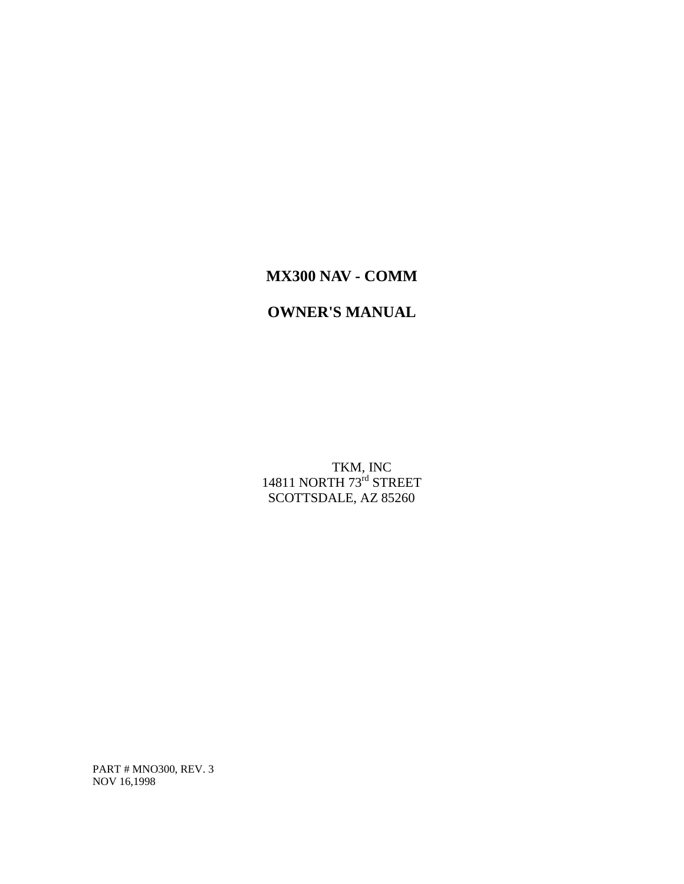# MX300 NAV - COMM

# OWNER'S MANUAL

TKM, INC
14811 NORTH 73rd STREET
SCOTTSDALE, AZ 85260

PART # MNO300, REV. 3
NOV 16,1998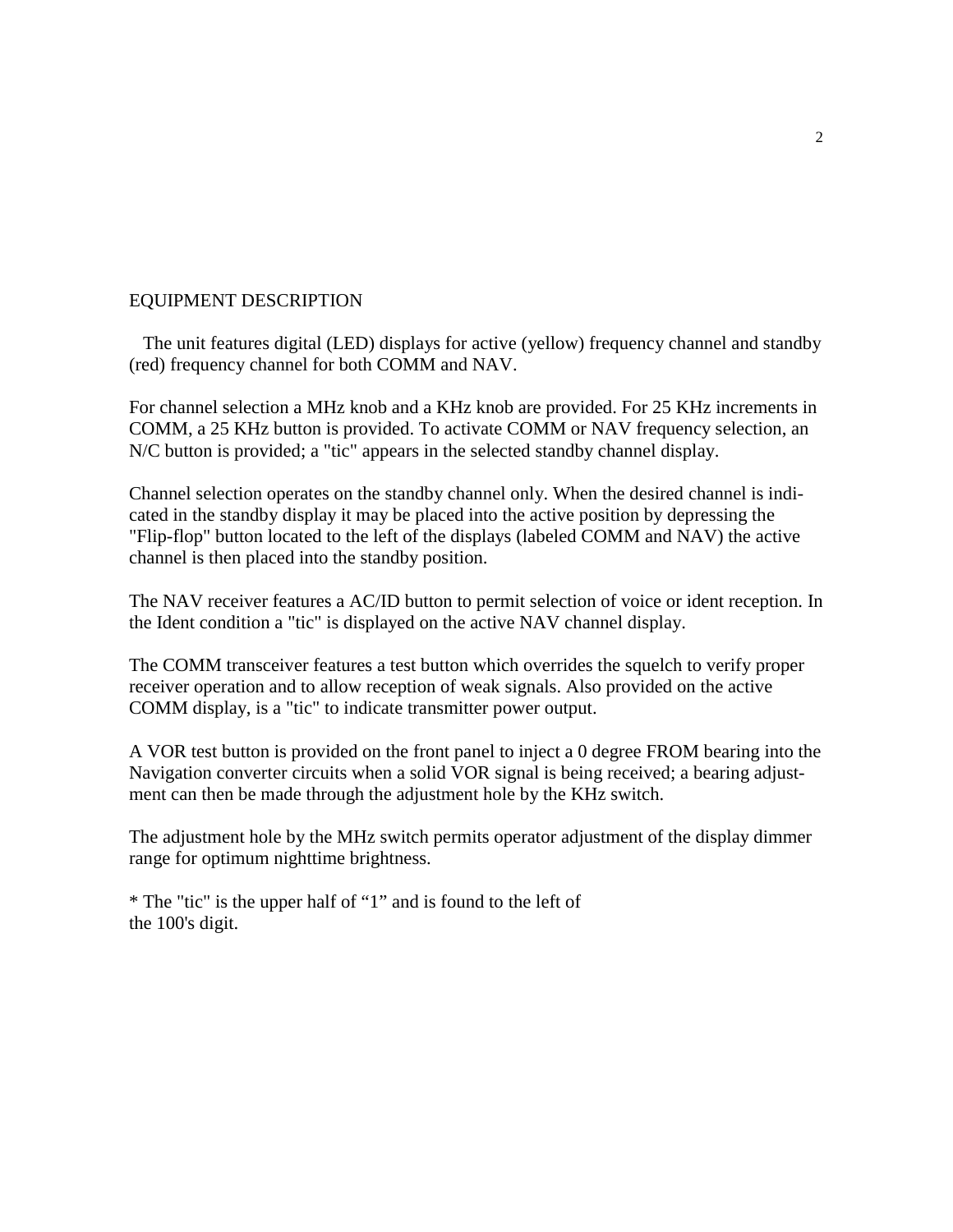# EQUIPMENT DESCRIPTION

The unit features digital (LED) displays for active (yellow) frequency channel and standby (red) frequency channel for both COMM and NAV.

For channel selection a MHz knob and a KHz knob are provided. For 25 KHz increments in COMM, a 25 KHz button is provided. To activate COMM or NAV frequency selection, an N/C button is provided; a "tic" appears in the selected standby channel display.

Channel selection operates on the standby channel only. When the desired channel is indicated in the standby display it may be placed into the active position by depressing the "Flip-flop" button located to the left of the displays (labeled COMM and NAV) the active channel is then placed into the standby position.

The NAV receiver features a AC/ID button to permit selection of voice or ident reception. In the Ident condition a "tic" is displayed on the active NAV channel display.

The COMM transceiver features a test button which overrides the squelch to verify proper receiver operation and to allow reception of weak signals. Also provided on the active COMM display, is a "tic" to indicate transmitter power output.

A VOR test button is provided on the front panel to inject a 0 degree FROM bearing into the Navigation converter circuits when a solid VOR signal is being received; a bearing adjustment can then be made through the adjustment hole by the KHz switch.

The adjustment hole by the MHz switch permits operator adjustment of the display dimmer range for optimum nighttime brightness.

* The "tic" is the upper half of "1" and is found to the left of the 100's digit.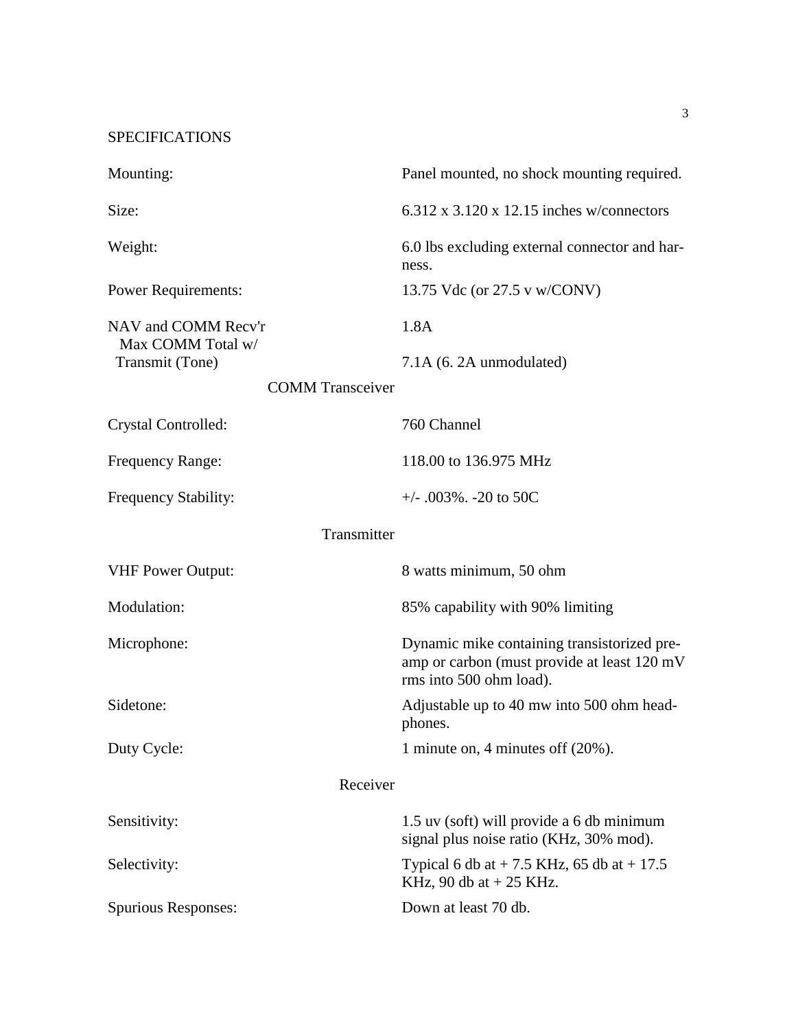## SPECIFICATIONS

| | |
|---|---|
| Mounting: | Panel mounted, no shock mounting required. |
| Size: | 6.312 x 3.120 x 12.15 inches w/connectors |
| Weight: | 6.0 lbs excluding external connector and harness. |
| Power Requirements: | 13.75 Vdc (or 27.5 v w/CONV) |
| NAV and COMM Recv'r | 1.8A |
| Max COMM Total w/ Transmit (Tone) | 7.1A (6. 2A unmodulated) |

### COMM Transceiver

| | |
|---|---|
| Crystal Controlled: | 760 Channel |
| Frequency Range: | 118.00 to 136.975 MHz |
| Frequency Stability: | +/- .003%. -20 to 50C |

### Transmitter

| | |
|---|---|
| VHF Power Output: | 8 watts minimum, 50 ohm |
| Modulation: | 85% capability with 90% limiting |
| Microphone: | Dynamic mike containing transistorized preamp or carbon (must provide at least 120 mV rms into 500 ohm load). |
| Sidetone: | Adjustable up to 40 mw into 500 ohm headphones. |
| Duty Cycle: | 1 minute on, 4 minutes off (20%). |

### Receiver

| | |
|---|---|
| Sensitivity: | 1.5 uv (soft) will provide a 6 db minimum signal plus noise ratio (KHz, 30% mod). |
| Selectivity: | Typical 6 db at + 7.5 KHz, 65 db at + 17.5 KHz, 90 db at + 25 KHz. |
| Spurious Responses: | Down at least 70 db. |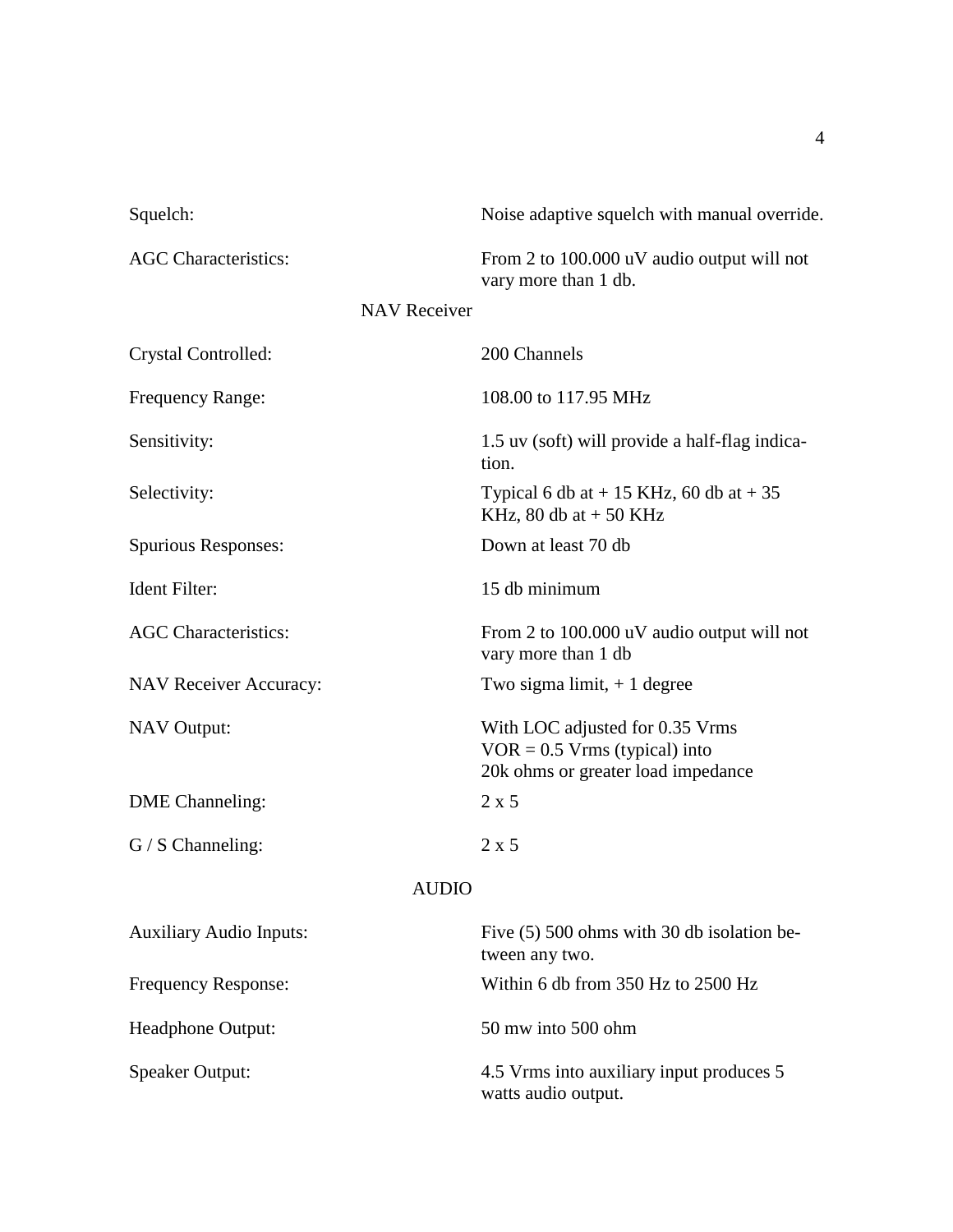| | |
|---|---|
| Squelch: | Noise adaptive squelch with manual override. |
| AGC Characteristics: | From 2 to 100.000 uV audio output will not vary more than 1 db. |

## NAV Receiver

| | |
|---|---|
| Crystal Controlled: | 200 Channels |
| Frequency Range: | 108.00 to 117.95 MHz |
| Sensitivity: | 1.5 uv (soft) will provide a half-flag indication. |
| Selectivity: | Typical 6 db at + 15 KHz, 60 db at + 35 KHz, 80 db at + 50 KHz |
| Spurious Responses: | Down at least 70 db |
| Ident Filter: | 15 db minimum |
| AGC Characteristics: | From 2 to 100.000 uV audio output will not vary more than 1 db |
| NAV Receiver Accuracy: | Two sigma limit, + 1 degree |
| NAV Output: | With LOC adjusted for 0.35 Vrms VOR = 0.5 Vrms (typical) into 20k ohms or greater load impedance |
| DME Channeling: | 2 x 5 |
| G / S Channeling: | 2 x 5 |

## AUDIO

| | |
|---|---|
| Auxiliary Audio Inputs: | Five (5) 500 ohms with 30 db isolation between any two. |
| Frequency Response: | Within 6 db from 350 Hz to 2500 Hz |
| Headphone Output: | 50 mw into 500 ohm |
| Speaker Output: | 4.5 Vrms into auxiliary input produces 5 watts audio output. |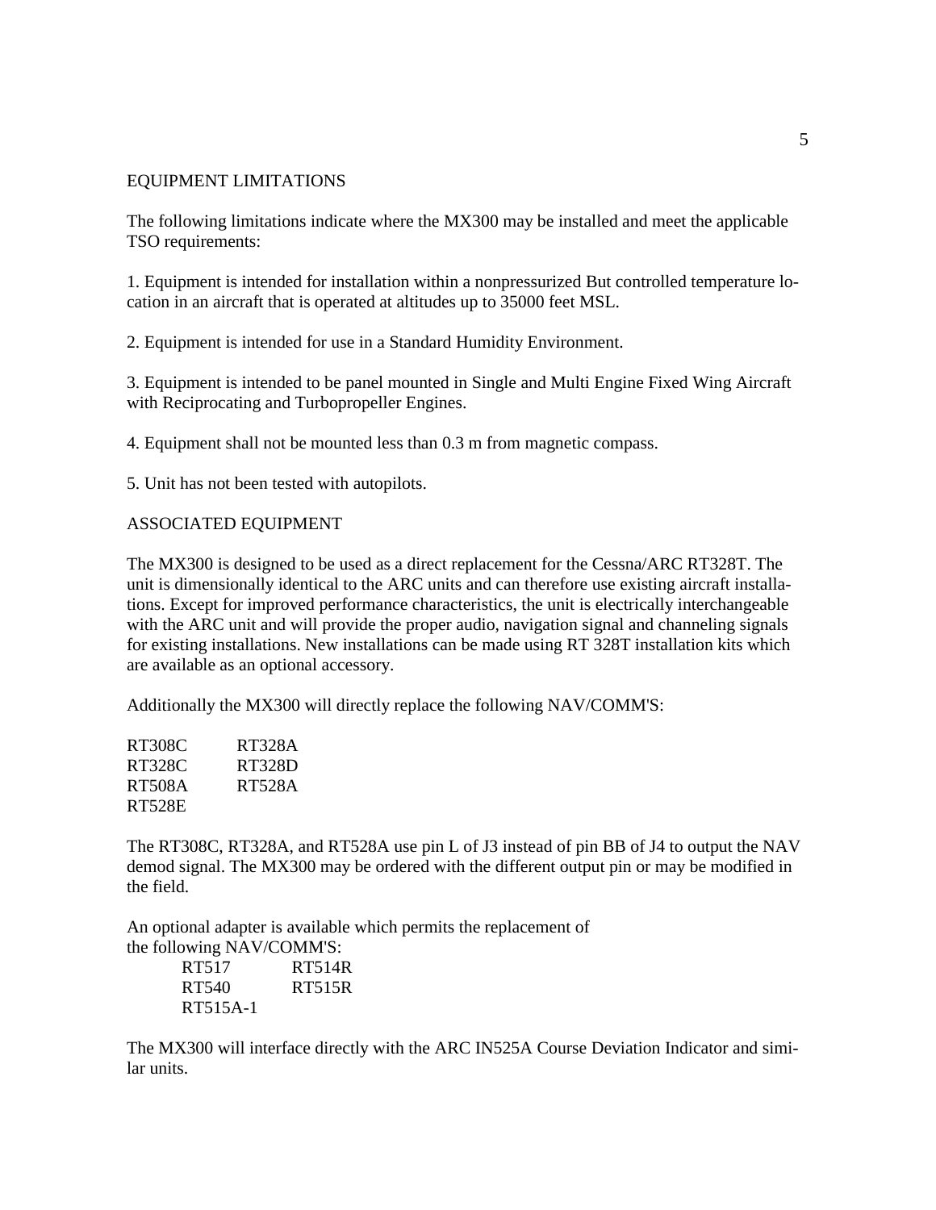## EQUIPMENT LIMITATIONS

The following limitations indicate where the MX300 may be installed and meet the applicable TSO requirements:

1. Equipment is intended for installation within a nonpressurized But controlled temperature location in an aircraft that is operated at altitudes up to 35000 feet MSL.

2. Equipment is intended for use in a Standard Humidity Environment.

3. Equipment is intended to be panel mounted in Single and Multi Engine Fixed Wing Aircraft with Reciprocating and Turbopropeller Engines.

4. Equipment shall not be mounted less than 0.3 m from magnetic compass.

5. Unit has not been tested with autopilots.

## ASSOCIATED EQUIPMENT

The MX300 is designed to be used as a direct replacement for the Cessna/ARC RT328T. The unit is dimensionally identical to the ARC units and can therefore use existing aircraft installations. Except for improved performance characteristics, the unit is electrically interchangeable with the ARC unit and will provide the proper audio, navigation signal and channeling signals for existing installations. New installations can be made using RT 328T installation kits which are available as an optional accessory.

Additionally the MX300 will directly replace the following NAV/COMM'S:

| | |
|---|---|
| RT308C | RT328A |
| RT328C | RT328D |
| RT508A | RT528A |
| RT528E | |

The RT308C, RT328A, and RT528A use pin L of J3 instead of pin BB of J4 to output the NAV demod signal. The MX300 may be ordered with the different output pin or may be modified in the field.

An optional adapter is available which permits the replacement of the following NAV/COMM'S:

| | |
|---|---|
| RT517 | RT514R |
| RT540 | RT515R |
| RT515A-1 | |

The MX300 will interface directly with the ARC IN525A Course Deviation Indicator and similar units.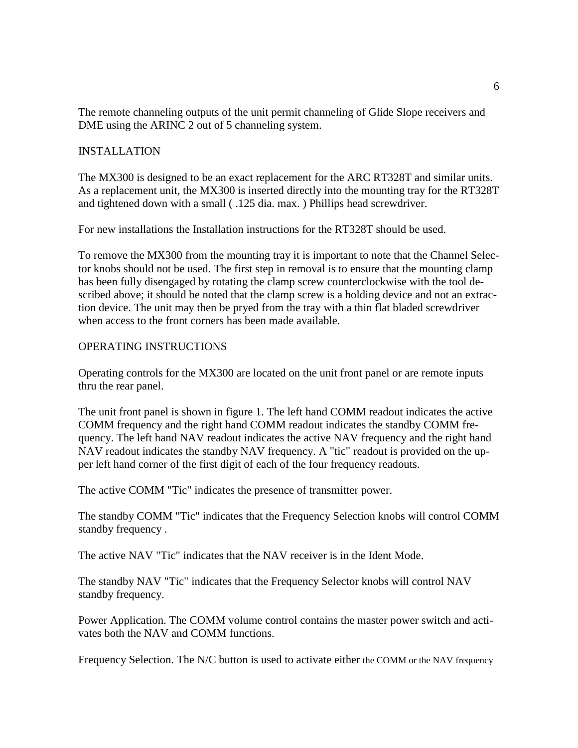The remote channeling outputs of the unit permit channeling of Glide Slope receivers and DME using the ARINC 2 out of 5 channeling system.

## INSTALLATION

The MX300 is designed to be an exact replacement for the ARC RT328T and similar units. As a replacement unit, the MX300 is inserted directly into the mounting tray for the RT328T and tightened down with a small ( .125 dia. max. ) Phillips head screwdriver.

For new installations the Installation instructions for the RT328T should be used.

To remove the MX300 from the mounting tray it is important to note that the Channel Selector knobs should not be used. The first step in removal is to ensure that the mounting clamp has been fully disengaged by rotating the clamp screw counterclockwise with the tool described above; it should be noted that the clamp screw is a holding device and not an extraction device. The unit may then be pryed from the tray with a thin flat bladed screwdriver when access to the front corners has been made available.

## OPERATING INSTRUCTIONS

Operating controls for the MX300 are located on the unit front panel or are remote inputs thru the rear panel.

The unit front panel is shown in figure 1. The left hand COMM readout indicates the active COMM frequency and the right hand COMM readout indicates the standby COMM frequency. The left hand NAV readout indicates the active NAV frequency and the right hand NAV readout indicates the standby NAV frequency. A "tic" readout is provided on the upper left hand corner of the first digit of each of the four frequency readouts.

The active COMM "Tic" indicates the presence of transmitter power.

The standby COMM "Tic" indicates that the Frequency Selection knobs will control COMM standby frequency .

The active NAV "Tic" indicates that the NAV receiver is in the Ident Mode.

The standby NAV "Tic" indicates that the Frequency Selector knobs will control NAV standby frequency.

Power Application. The COMM volume control contains the master power switch and activates both the NAV and COMM functions.

Frequency Selection. The N/C button is used to activate either the COMM or the NAV frequency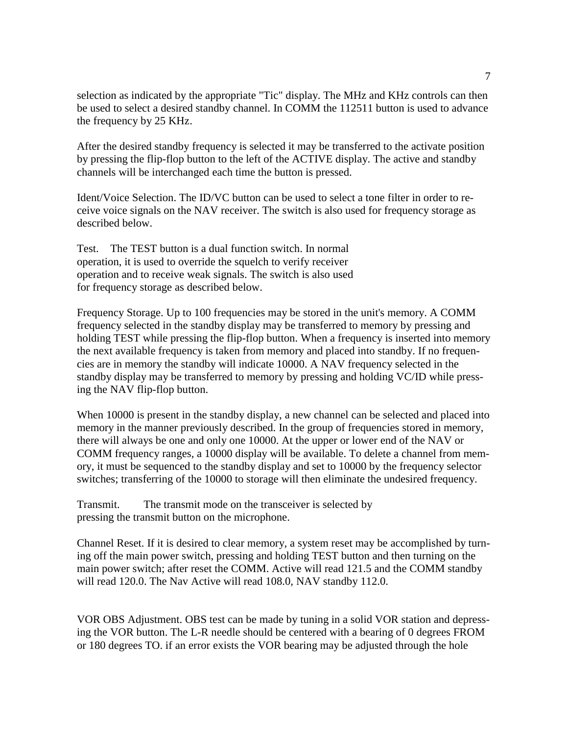selection as indicated by the appropriate "Tic" display. The MHz and KHz controls can then be used to select a desired standby channel. In COMM the 112511 button is used to advance the frequency by 25 KHz.

After the desired standby frequency is selected it may be transferred to the activate position by pressing the flip-flop button to the left of the ACTIVE display. The active and standby channels will be interchanged each time the button is pressed.

Ident/Voice Selection. The ID/VC button can be used to select a tone filter in order to receive voice signals on the NAV receiver. The switch is also used for frequency storage as described below.

Test. The TEST button is a dual function switch. In normal operation, it is used to override the squelch to verify receiver operation and to receive weak signals. The switch is also used for frequency storage as described below.

Frequency Storage. Up to 100 frequencies may be stored in the unit's memory. A COMM frequency selected in the standby display may be transferred to memory by pressing and holding TEST while pressing the flip-flop button. When a frequency is inserted into memory the next available frequency is taken from memory and placed into standby. If no frequencies are in memory the standby will indicate 10000. A NAV frequency selected in the standby display may be transferred to memory by pressing and holding VC/ID while pressing the NAV flip-flop button.

When 10000 is present in the standby display, a new channel can be selected and placed into memory in the manner previously described. In the group of frequencies stored in memory, there will always be one and only one 10000. At the upper or lower end of the NAV or COMM frequency ranges, a 10000 display will be available. To delete a channel from memory, it must be sequenced to the standby display and set to 10000 by the frequency selector switches; transferring of the 10000 to storage will then eliminate the undesired frequency.

Transmit. The transmit mode on the transceiver is selected by pressing the transmit button on the microphone.

Channel Reset. If it is desired to clear memory, a system reset may be accomplished by turning off the main power switch, pressing and holding TEST button and then turning on the main power switch; after reset the COMM. Active will read 121.5 and the COMM standby will read 120.0. The Nav Active will read 108.0, NAV standby 112.0.

VOR OBS Adjustment. OBS test can be made by tuning in a solid VOR station and depressing the VOR button. The L-R needle should be centered with a bearing of 0 degrees FROM or 180 degrees TO. if an error exists the VOR bearing may be adjusted through the hole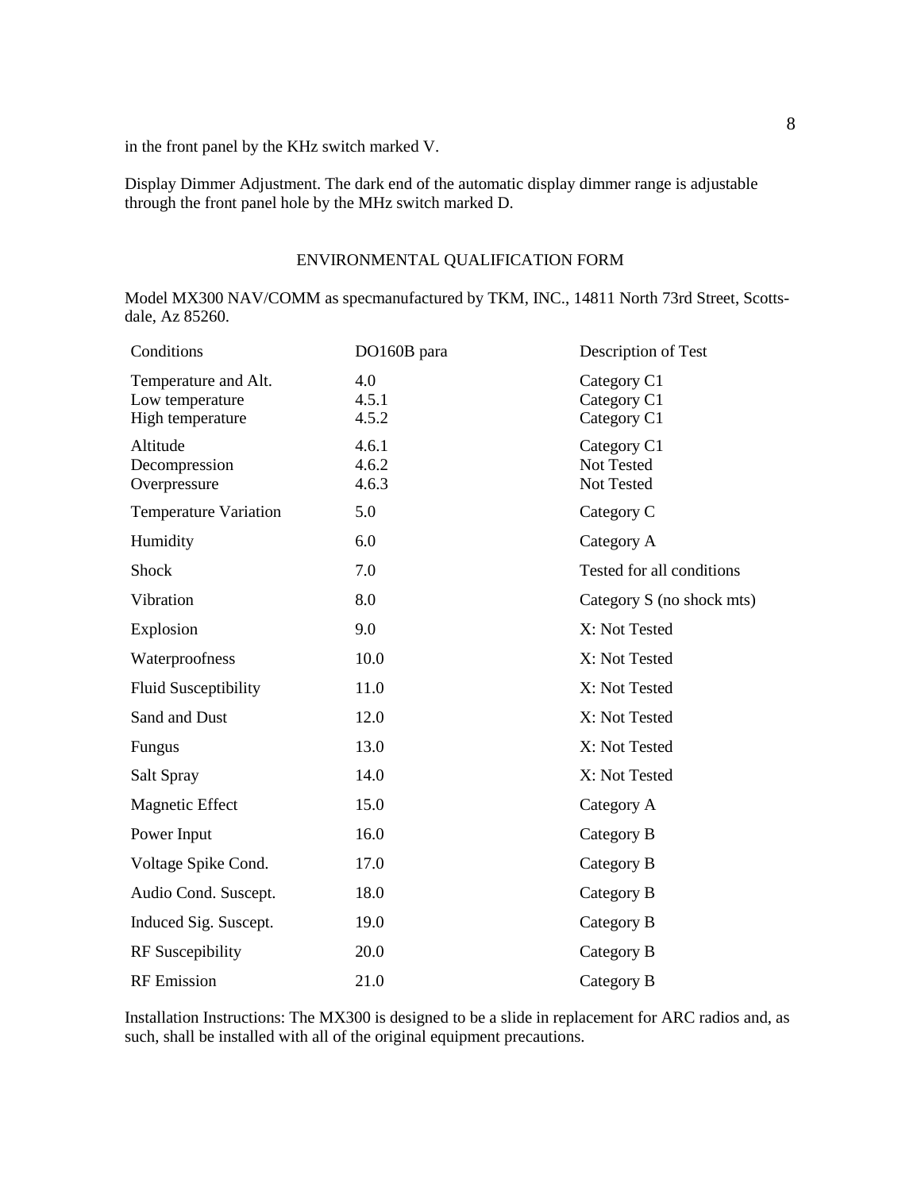in the front panel by the KHz switch marked V.

Display Dimmer Adjustment. The dark end of the automatic display dimmer range is adjustable through the front panel hole by the MHz switch marked D.

## ENVIRONMENTAL QUALIFICATION FORM

Model MX300 NAV/COMM as specmanufactured by TKM, INC., 14811 North 73rd Street, Scottsdale, Az 85260.

| Conditions | DO160B para | Description of Test |
|---|---|---|
| Temperature and Alt. | 4.0 | Category C1 |
| Low temperature | 4.5.1 | Category C1 |
| High temperature | 4.5.2 | Category C1 |
| Altitude | 4.6.1 | Category C1 |
| Decompression | 4.6.2 | Not Tested |
| Overpressure | 4.6.3 | Not Tested |
| Temperature Variation | 5.0 | Category C |
| Humidity | 6.0 | Category A |
| Shock | 7.0 | Tested for all conditions |
| Vibration | 8.0 | Category S (no shock mts) |
| Explosion | 9.0 | X: Not Tested |
| Waterproofness | 10.0 | X: Not Tested |
| Fluid Susceptibility | 11.0 | X: Not Tested |
| Sand and Dust | 12.0 | X: Not Tested |
| Fungus | 13.0 | X: Not Tested |
| Salt Spray | 14.0 | X: Not Tested |
| Magnetic Effect | 15.0 | Category A |
| Power Input | 16.0 | Category B |
| Voltage Spike Cond. | 17.0 | Category B |
| Audio Cond. Suscept. | 18.0 | Category B |
| Induced Sig. Suscept. | 19.0 | Category B |
| RF Suscepibility | 20.0 | Category B |
| RF Emission | 21.0 | Category B |

Installation Instructions: The MX300 is designed to be a slide in replacement for ARC radios and, as such, shall be installed with all of the original equipment precautions.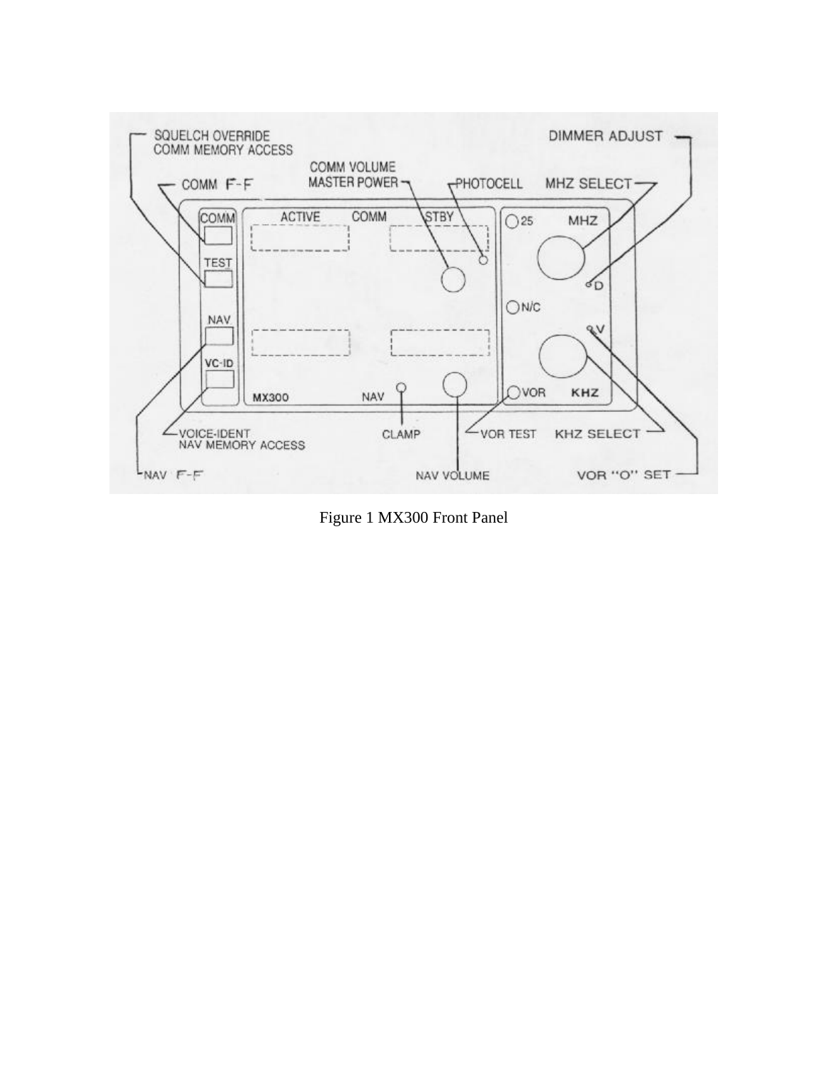SQUELCH OVERRIDE
COMM MEMORY ACCESS

COMM F-F

COMM VOLUME
MASTER POWER

PHOTOCELL

MHZ SELECT

DIMMER ADJUST

COMM

TEST

NAV

VC-ID

ACTIVE

COMM

STBY

MX300

NAV

25

MHZ

D

N/C

V

VOR

KHZ

VOICE-IDENT
NAV MEMORY ACCESS

CLAMP

VOR TEST

KHZ SELECT

NAV F-F

NAV VOLUME

VOR "O" SET

Figure 1 MX300 Front Panel